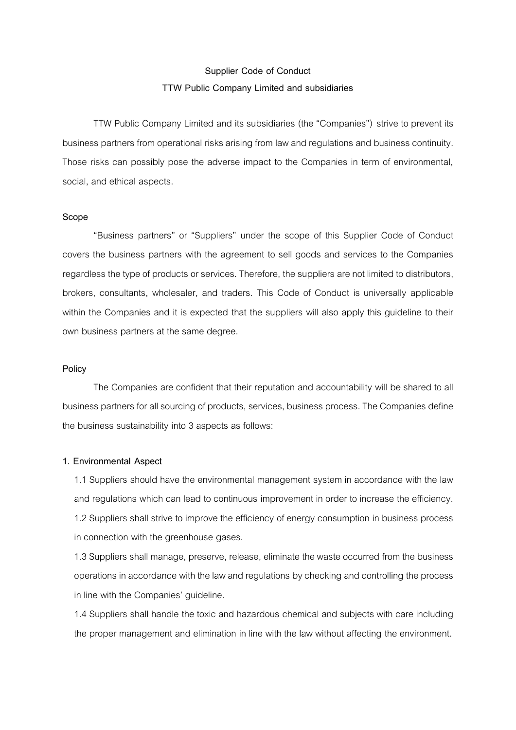# Supplier Code of Conduct
## TTW Public Company Limited and subsidiaries

TTW Public Company Limited and its subsidiaries (the "Companies") strive to prevent its business partners from operational risks arising from law and regulations and business continuity. Those risks can possibly pose the adverse impact to the Companies in term of environmental, social, and ethical aspects.

### Scope

"Business partners" or "Suppliers" under the scope of this Supplier Code of Conduct covers the business partners with the agreement to sell goods and services to the Companies regardless the type of products or services. Therefore, the suppliers are not limited to distributors, brokers, consultants, wholesaler, and traders. This Code of Conduct is universally applicable within the Companies and it is expected that the suppliers will also apply this guideline to their own business partners at the same degree.

### Policy

The Companies are confident that their reputation and accountability will be shared to all business partners for all sourcing of products, services, business process. The Companies define the business sustainability into 3 aspects as follows:

#### 1. Environmental Aspect

1.1 Suppliers should have the environmental management system in accordance with the law and regulations which can lead to continuous improvement in order to increase the efficiency.

1.2 Suppliers shall strive to improve the efficiency of energy consumption in business process in connection with the greenhouse gases.

1.3 Suppliers shall manage, preserve, release, eliminate the waste occurred from the business operations in accordance with the law and regulations by checking and controlling the process in line with the Companies' guideline.

1.4 Suppliers shall handle the toxic and hazardous chemical and subjects with care including the proper management and elimination in line with the law without affecting the environment.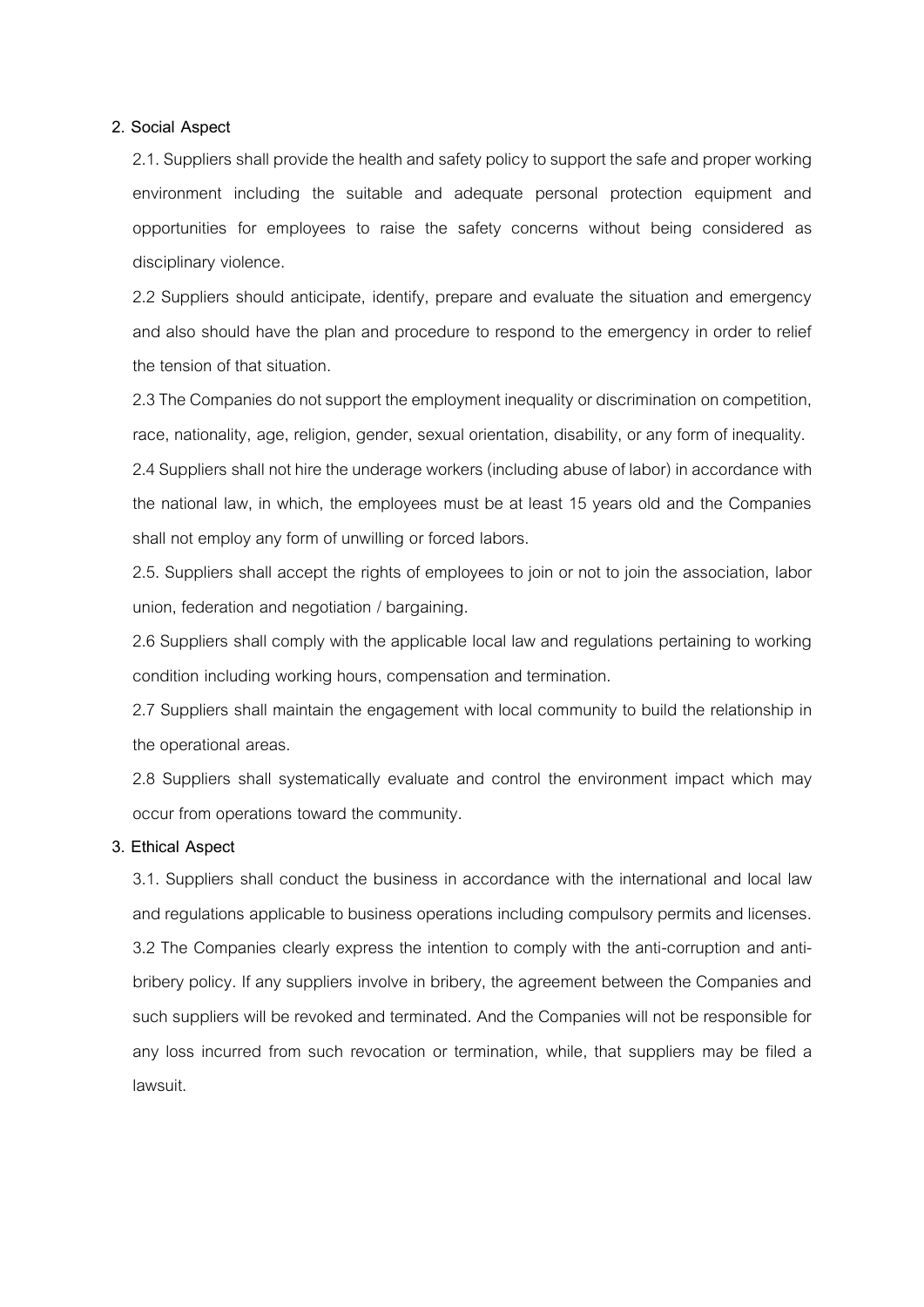**2. Social Aspect**

2.1. Suppliers shall provide the health and safety policy to support the safe and proper working environment including the suitable and adequate personal protection equipment and opportunities for employees to raise the safety concerns without being considered as disciplinary violence.

2.2 Suppliers should anticipate, identify, prepare and evaluate the situation and emergency and also should have the plan and procedure to respond to the emergency in order to relief the tension of that situation.

2.3 The Companies do not support the employment inequality or discrimination on competition, race, nationality, age, religion, gender, sexual orientation, disability, or any form of inequality.

2.4 Suppliers shall not hire the underage workers (including abuse of labor) in accordance with the national law, in which, the employees must be at least 15 years old and the Companies shall not employ any form of unwilling or forced labors.

2.5. Suppliers shall accept the rights of employees to join or not to join the association, labor union, federation and negotiation / bargaining.

2.6 Suppliers shall comply with the applicable local law and regulations pertaining to working condition including working hours, compensation and termination.

2.7 Suppliers shall maintain the engagement with local community to build the relationship in the operational areas.

2.8 Suppliers shall systematically evaluate and control the environment impact which may occur from operations toward the community.

**3. Ethical Aspect**

3.1. Suppliers shall conduct the business in accordance with the international and local law and regulations applicable to business operations including compulsory permits and licenses.

3.2 The Companies clearly express the intention to comply with the anti-corruption and anti-bribery policy. If any suppliers involve in bribery, the agreement between the Companies and such suppliers will be revoked and terminated. And the Companies will not be responsible for any loss incurred from such revocation or termination, while, that suppliers may be filed a lawsuit.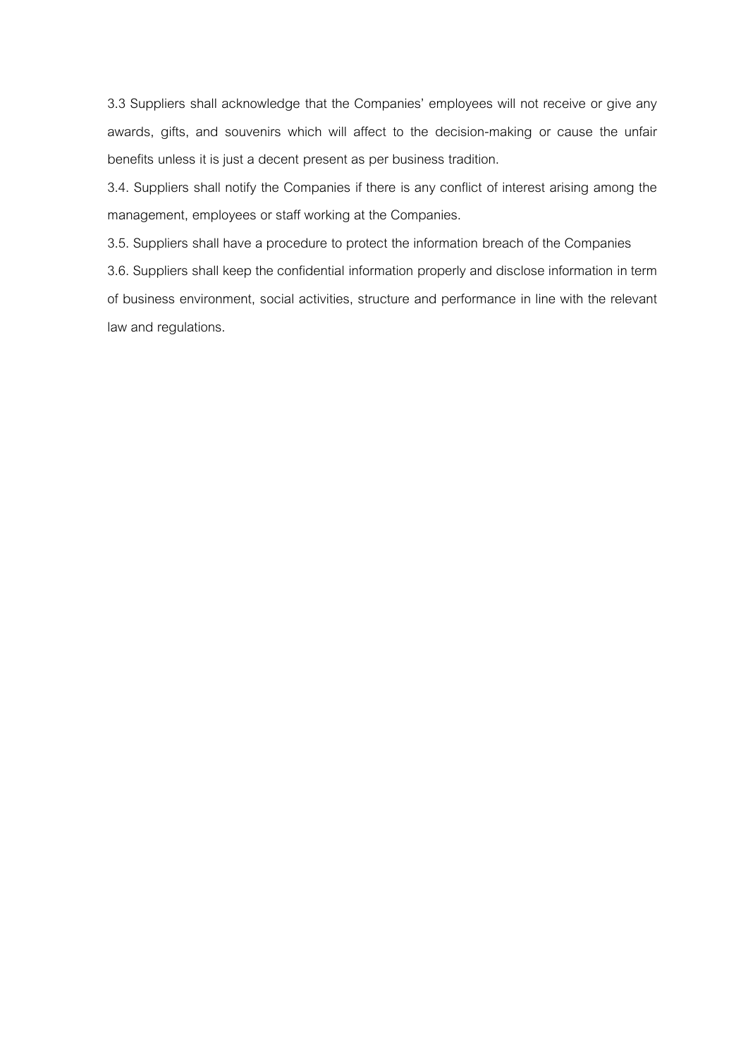3.3 Suppliers shall acknowledge that the Companies' employees will not receive or give any awards, gifts, and souvenirs which will affect to the decision-making or cause the unfair benefits unless it is just a decent present as per business tradition.

3.4. Suppliers shall notify the Companies if there is any conflict of interest arising among the management, employees or staff working at the Companies.

3.5. Suppliers shall have a procedure to protect the information breach of the Companies

3.6. Suppliers shall keep the confidential information properly and disclose information in term of business environment, social activities, structure and performance in line with the relevant law and regulations.